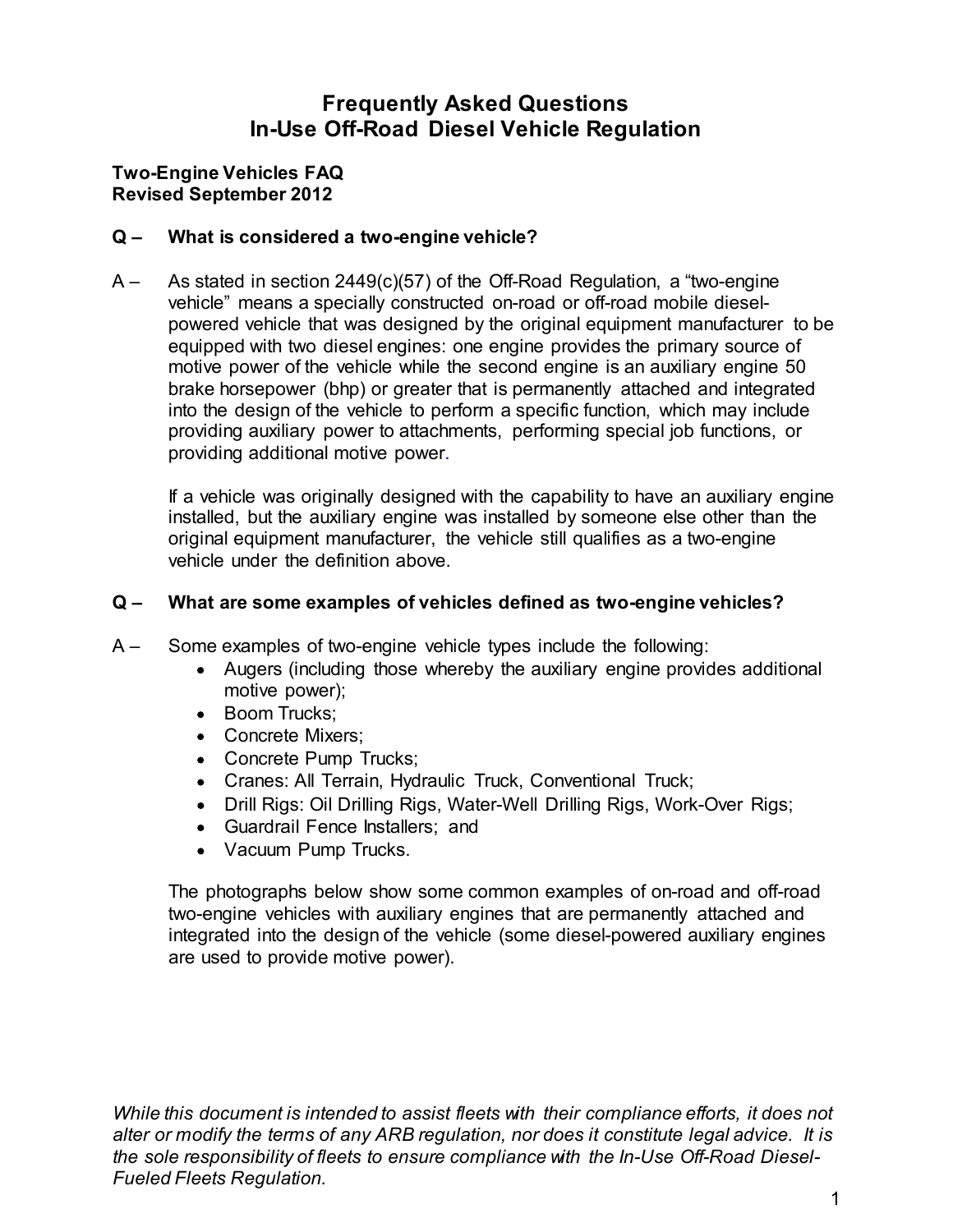# Frequently Asked Questions
# In-Use Off-Road Diesel Vehicle Regulation

**Two-Engine Vehicles FAQ**
**Revised September 2012**

**Q – What is considered a two-engine vehicle?**

A – As stated in section 2449(c)(57) of the Off-Road Regulation, a "two-engine vehicle" means a specially constructed on-road or off-road mobile diesel-powered vehicle that was designed by the original equipment manufacturer to be equipped with two diesel engines: one engine provides the primary source of motive power of the vehicle while the second engine is an auxiliary engine 50 brake horsepower (bhp) or greater that is permanently attached and integrated into the design of the vehicle to perform a specific function, which may include providing auxiliary power to attachments, performing special job functions, or providing additional motive power.

If a vehicle was originally designed with the capability to have an auxiliary engine installed, but the auxiliary engine was installed by someone else other than the original equipment manufacturer, the vehicle still qualifies as a two-engine vehicle under the definition above.

**Q – What are some examples of vehicles defined as two-engine vehicles?**

A – Some examples of two-engine vehicle types include the following:

- Augers (including those whereby the auxiliary engine provides additional motive power);
- Boom Trucks;
- Concrete Mixers;
- Concrete Pump Trucks;
- Cranes: All Terrain, Hydraulic Truck, Conventional Truck;
- Drill Rigs: Oil Drilling Rigs, Water-Well Drilling Rigs, Work-Over Rigs;
- Guardrail Fence Installers; and
- Vacuum Pump Trucks.

The photographs below show some common examples of on-road and off-road two-engine vehicles with auxiliary engines that are permanently attached and integrated into the design of the vehicle (some diesel-powered auxiliary engines are used to provide motive power).

*While this document is intended to assist fleets with their compliance efforts, it does not alter or modify the terms of any ARB regulation, nor does it constitute legal advice. It is the sole responsibility of fleets to ensure compliance with the In-Use Off-Road Diesel-Fueled Fleets Regulation.*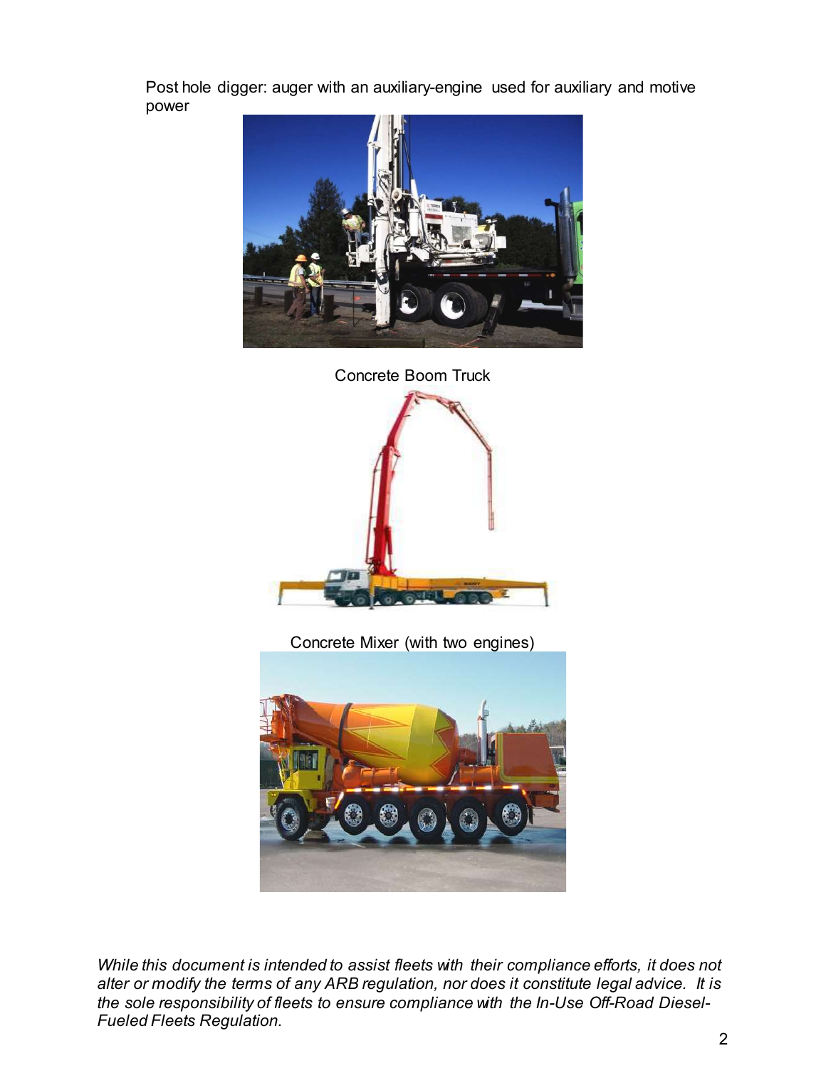Post hole digger: auger with an auxiliary-engine used for auxiliary and motive power

Concrete Boom Truck

Concrete Mixer (with two engines)

*While this document is intended to assist fleets with their compliance efforts, it does not alter or modify the terms of any ARB regulation, nor does it constitute legal advice. It is the sole responsibility of fleets to ensure compliance with the In-Use Off-Road Diesel-Fueled Fleets Regulation.*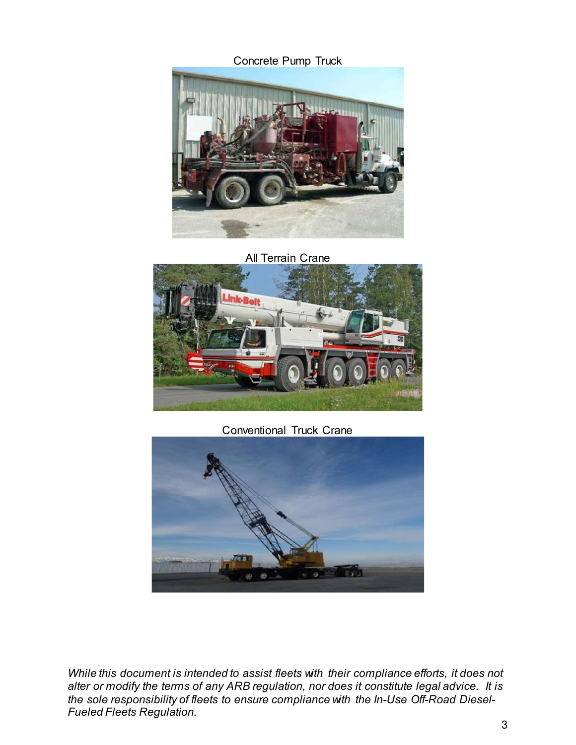Concrete Pump Truck

All Terrain Crane

Conventional Truck Crane

*While this document is intended to assist fleets with their compliance efforts, it does not alter or modify the terms of any ARB regulation, nor does it constitute legal advice. It is the sole responsibility of fleets to ensure compliance with the In-Use Off-Road Diesel-Fueled Fleets Regulation.*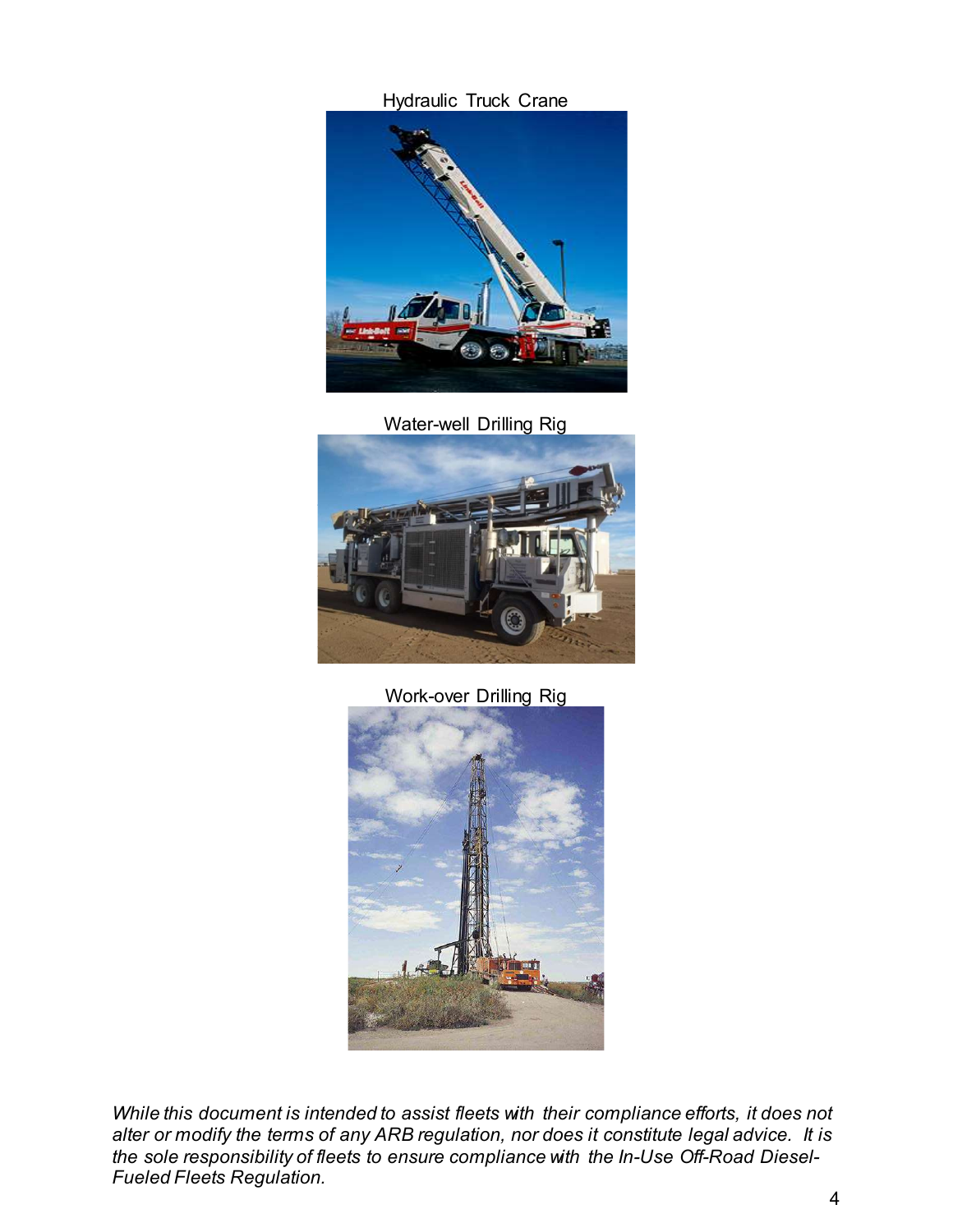Hydraulic Truck Crane

Water-well Drilling Rig

Work-over Drilling Rig

*While this document is intended to assist fleets with their compliance efforts, it does not alter or modify the terms of any ARB regulation, nor does it constitute legal advice. It is the sole responsibility of fleets to ensure compliance with the In-Use Off-Road Diesel-Fueled Fleets Regulation.*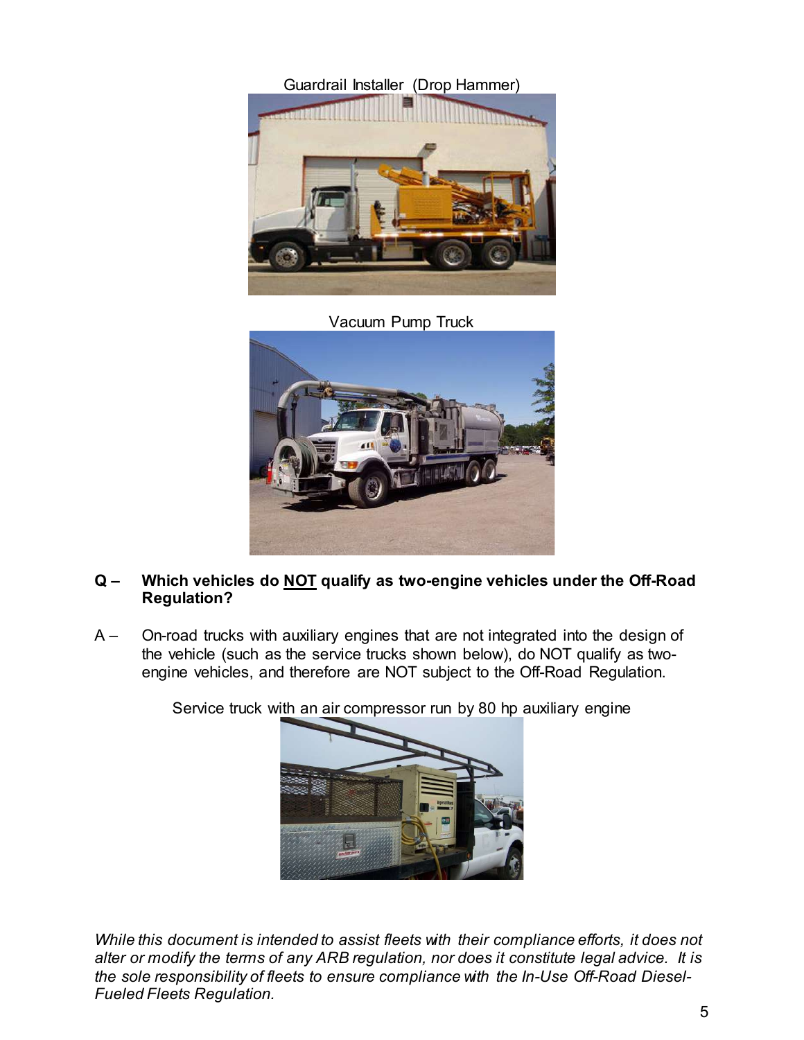Guardrail Installer (Drop Hammer)

Vacuum Pump Truck

**Q – Which vehicles do <u>NOT</u> qualify as two-engine vehicles under the Off-Road Regulation?**

A – On-road trucks with auxiliary engines that are not integrated into the design of the vehicle (such as the service trucks shown below), do NOT qualify as two-engine vehicles, and therefore are NOT subject to the Off-Road Regulation.

Service truck with an air compressor run by 80 hp auxiliary engine

*While this document is intended to assist fleets with their compliance efforts, it does not alter or modify the terms of any ARB regulation, nor does it constitute legal advice. It is the sole responsibility of fleets to ensure compliance with the In-Use Off-Road Diesel-Fueled Fleets Regulation.*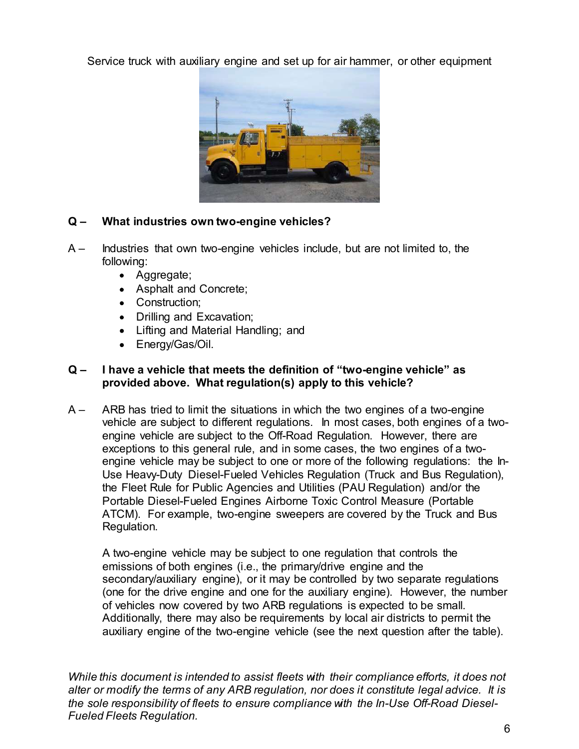Service truck with auxiliary engine and set up for air hammer, or other equipment

**Q – What industries own two-engine vehicles?**

A – Industries that own two-engine vehicles include, but are not limited to, the following:

- Aggregate;
- Asphalt and Concrete;
- Construction;
- Drilling and Excavation;
- Lifting and Material Handling; and
- Energy/Gas/Oil.

**Q – I have a vehicle that meets the definition of "two-engine vehicle" as provided above. What regulation(s) apply to this vehicle?**

A – ARB has tried to limit the situations in which the two engines of a two-engine vehicle are subject to different regulations. In most cases, both engines of a two-engine vehicle are subject to the Off-Road Regulation. However, there are exceptions to this general rule, and in some cases, the two engines of a two-engine vehicle may be subject to one or more of the following regulations: the In-Use Heavy-Duty Diesel-Fueled Vehicles Regulation (Truck and Bus Regulation), the Fleet Rule for Public Agencies and Utilities (PAU Regulation) and/or the Portable Diesel-Fueled Engines Airborne Toxic Control Measure (Portable ATCM). For example, two-engine sweepers are covered by the Truck and Bus Regulation.

A two-engine vehicle may be subject to one regulation that controls the emissions of both engines (i.e., the primary/drive engine and the secondary/auxiliary engine), or it may be controlled by two separate regulations (one for the drive engine and one for the auxiliary engine). However, the number of vehicles now covered by two ARB regulations is expected to be small. Additionally, there may also be requirements by local air districts to permit the auxiliary engine of the two-engine vehicle (see the next question after the table).

*While this document is intended to assist fleets with their compliance efforts, it does not alter or modify the terms of any ARB regulation, nor does it constitute legal advice. It is the sole responsibility of fleets to ensure compliance with the In-Use Off-Road Diesel-Fueled Fleets Regulation.*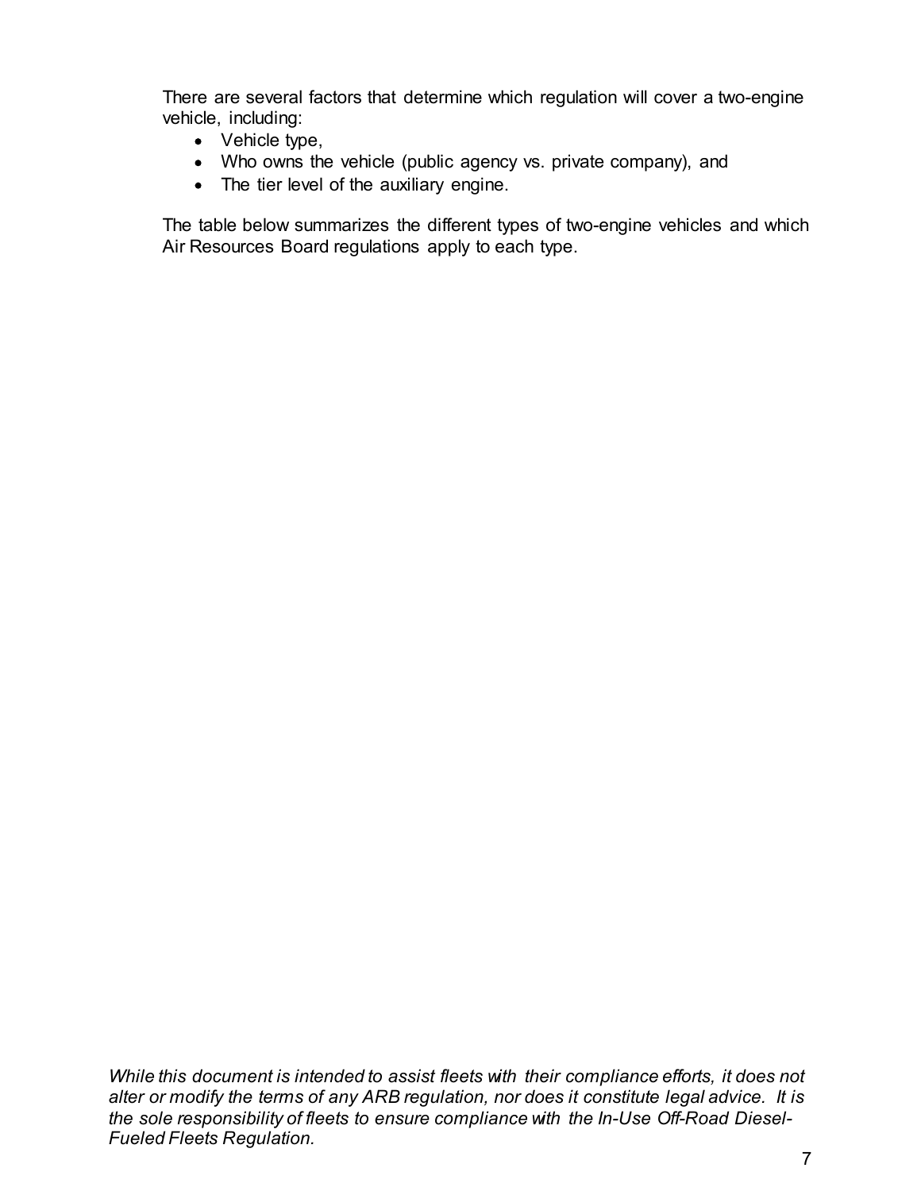There are several factors that determine which regulation will cover a two-engine vehicle, including:

- Vehicle type,
- Who owns the vehicle (public agency vs. private company), and
- The tier level of the auxiliary engine.

The table below summarizes the different types of two-engine vehicles and which Air Resources Board regulations apply to each type.

*While this document is intended to assist fleets with their compliance efforts, it does not alter or modify the terms of any ARB regulation, nor does it constitute legal advice. It is the sole responsibility of fleets to ensure compliance with the In-Use Off-Road Diesel-Fueled Fleets Regulation.*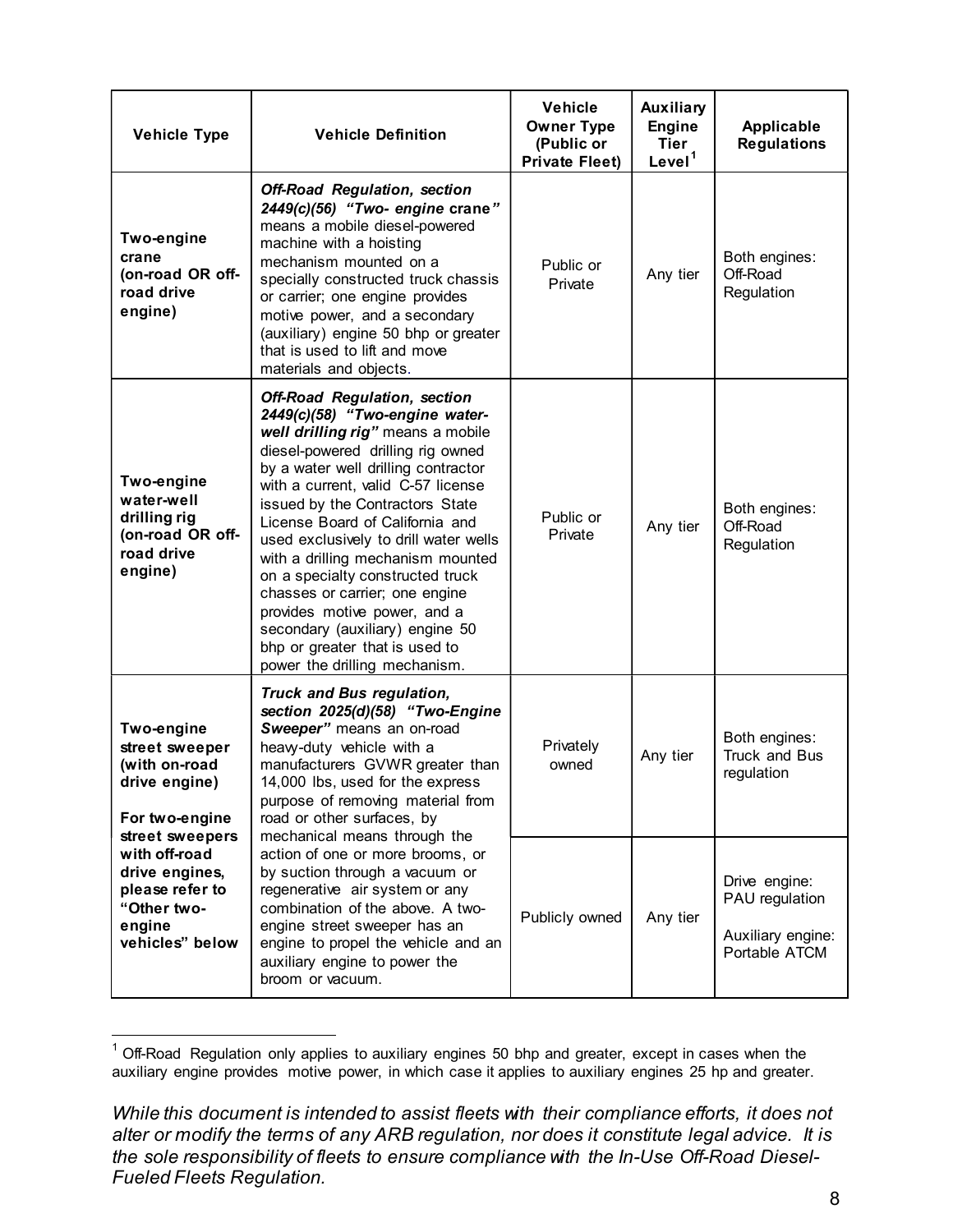| Vehicle Type | Vehicle Definition | Vehicle Owner Type (Public or Private Fleet) | Auxiliary Engine Tier Level[1] | Applicable Regulations |
|---|---|---|---|---|
| **Two-engine crane (on-road OR off-road drive engine)** | ***Off-Road Regulation, section 2449(c)(56) "Two- engine crane"*** means a mobile diesel-powered machine with a hoisting mechanism mounted on a specially constructed truck chassis or carrier; one engine provides motive power, and a secondary (auxiliary) engine 50 bhp or greater that is used to lift and move materials and objects. | Public or Private | Any tier | Both engines: Off-Road Regulation |
| **Two-engine water-well drilling rig (on-road OR off-road drive engine)** | ***Off-Road Regulation, section 2449(c)(58) "Two-engine water-well drilling rig"*** means a mobile diesel-powered drilling rig owned by a water well drilling contractor with a current, valid C-57 license issued by the Contractors State License Board of California and used exclusively to drill water wells with a drilling mechanism mounted on a specialty constructed truck chasses or carrier; one engine provides motive power, and a secondary (auxiliary) engine 50 bhp or greater that is used to power the drilling mechanism. | Public or Private | Any tier | Both engines: Off-Road Regulation |
| **Two-engine street sweeper (with on-road drive engine)** **For two-engine street sweepers with off-road drive engines, please refer to "Other two-engine vehicles" below** | ***Truck and Bus regulation, section 2025(d)(58) "Two-Engine Sweeper"*** means an on-road heavy-duty vehicle with a manufacturers GVWR greater than 14,000 lbs, used for the express purpose of removing material from road or other surfaces, by mechanical means through the action of one or more brooms, or by suction through a vacuum or regenerative air system or any combination of the above. A two-engine street sweeper has an engine to propel the vehicle and an auxiliary engine to power the broom or vacuum. | Privately owned | Any tier | Both engines: Truck and Bus regulation |
| | | Publicly owned | Any tier | Drive engine: PAU regulation<br><br>Auxiliary engine: Portable ATCM |

[1] Off-Road Regulation only applies to auxiliary engines 50 bhp and greater, except in cases when the auxiliary engine provides motive power, in which case it applies to auxiliary engines 25 hp and greater.

*While this document is intended to assist fleets with their compliance efforts, it does not alter or modify the terms of any ARB regulation, nor does it constitute legal advice. It is the sole responsibility of fleets to ensure compliance with the In-Use Off-Road Diesel-Fueled Fleets Regulation.*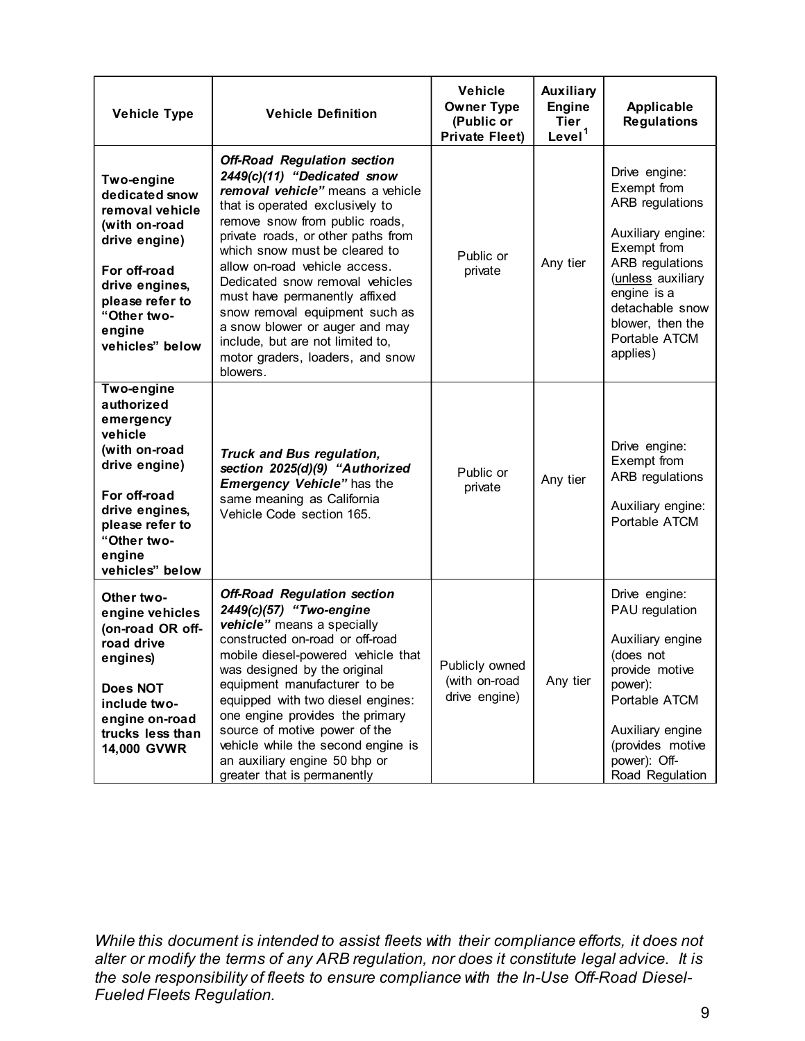| Vehicle Type | Vehicle Definition | Vehicle Owner Type (Public or Private Fleet) | Auxiliary Engine Tier Level[1] | Applicable Regulations |
|---|---|---|---|---|
| **Two-engine dedicated snow removal vehicle (with on-road drive engine)**<br><br>**For off-road drive engines, please refer to "Other two-engine vehicles" below** | ***Off-Road Regulation section 2449(c)(11) "Dedicated snow removal vehicle"*** means a vehicle that is operated exclusively to remove snow from public roads, private roads, or other paths from which snow must be cleared to allow on-road vehicle access. Dedicated snow removal vehicles must have permanently affixed snow removal equipment such as a snow blower or auger and may include, but are not limited to, motor graders, loaders, and snow blowers. | Public or private | Any tier | Drive engine: Exempt from ARB regulations<br><br>Auxiliary engine: Exempt from ARB regulations (unless auxiliary engine is a detachable snow blower, then the Portable ATCM applies) |
| **Two-engine authorized emergency vehicle (with on-road drive engine)**<br><br>**For off-road drive engines, please refer to "Other two-engine vehicles" below** | ***Truck and Bus regulation, section 2025(d)(9) "Authorized Emergency Vehicle"*** has the same meaning as California Vehicle Code section 165. | Public or private | Any tier | Drive engine: Exempt from ARB regulations<br><br>Auxiliary engine: Portable ATCM |
| **Other two-engine vehicles (on-road OR off-road drive engines)**<br><br>**Does NOT include two-engine on-road trucks less than 14,000 GVWR** | ***Off-Road Regulation section 2449(c)(57) "Two-engine vehicle"*** means a specially constructed on-road or off-road mobile diesel-powered vehicle that was designed by the original equipment manufacturer to be equipped with two diesel engines: one engine provides the primary source of motive power of the vehicle while the second engine is an auxiliary engine 50 bhp or greater that is permanently | Publicly owned (with on-road drive engine) | Any tier | Drive engine: PAU regulation<br><br>Auxiliary engine (does not provide motive power): Portable ATCM<br><br>Auxiliary engine (provides motive power): Off-Road Regulation |

*While this document is intended to assist fleets with their compliance efforts, it does not alter or modify the terms of any ARB regulation, nor does it constitute legal advice. It is the sole responsibility of fleets to ensure compliance with the In-Use Off-Road Diesel-Fueled Fleets Regulation.*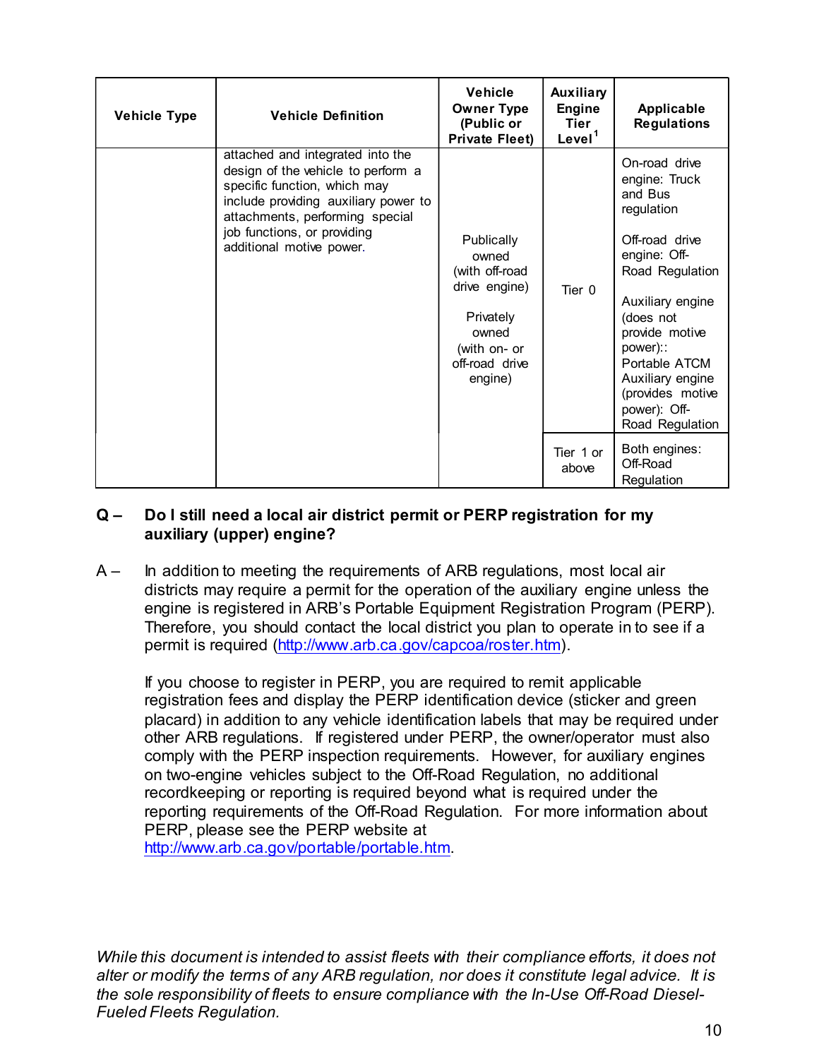| Vehicle Type | Vehicle Definition | Vehicle Owner Type (Public or Private Fleet) | Auxiliary Engine Tier Level[1] | Applicable Regulations |
|---|---|---|---|---|
| | attached and integrated into the design of the vehicle to perform a specific function, which may include providing auxiliary power to attachments, performing special job functions, or providing additional motive power. | Publically owned (with off-road drive engine)<br><br>Privately owned (with on- or off-road drive engine) | Tier 0 | On-road drive engine: Truck and Bus regulation<br><br>Off-road drive engine: Off-Road Regulation<br><br>Auxiliary engine (does not provide motive power):: Portable ATCM Auxiliary engine (provides motive power): Off-Road Regulation |
| | | | Tier 1 or above | Both engines: Off-Road Regulation |

**Q – Do I still need a local air district permit or PERP registration for my auxiliary (upper) engine?**

A – In addition to meeting the requirements of ARB regulations, most local air districts may require a permit for the operation of the auxiliary engine unless the engine is registered in ARB's Portable Equipment Registration Program (PERP). Therefore, you should contact the local district you plan to operate in to see if a permit is required (http://www.arb.ca.gov/capcoa/roster.htm).

If you choose to register in PERP, you are required to remit applicable registration fees and display the PERP identification device (sticker and green placard) in addition to any vehicle identification labels that may be required under other ARB regulations. If registered under PERP, the owner/operator must also comply with the PERP inspection requirements. However, for auxiliary engines on two-engine vehicles subject to the Off-Road Regulation, no additional recordkeeping or reporting is required beyond what is required under the reporting requirements of the Off-Road Regulation. For more information about PERP, please see the PERP website at http://www.arb.ca.gov/portable/portable.htm.

*While this document is intended to assist fleets with their compliance efforts, it does not alter or modify the terms of any ARB regulation, nor does it constitute legal advice. It is the sole responsibility of fleets to ensure compliance with the In-Use Off-Road Diesel-Fueled Fleets Regulation.*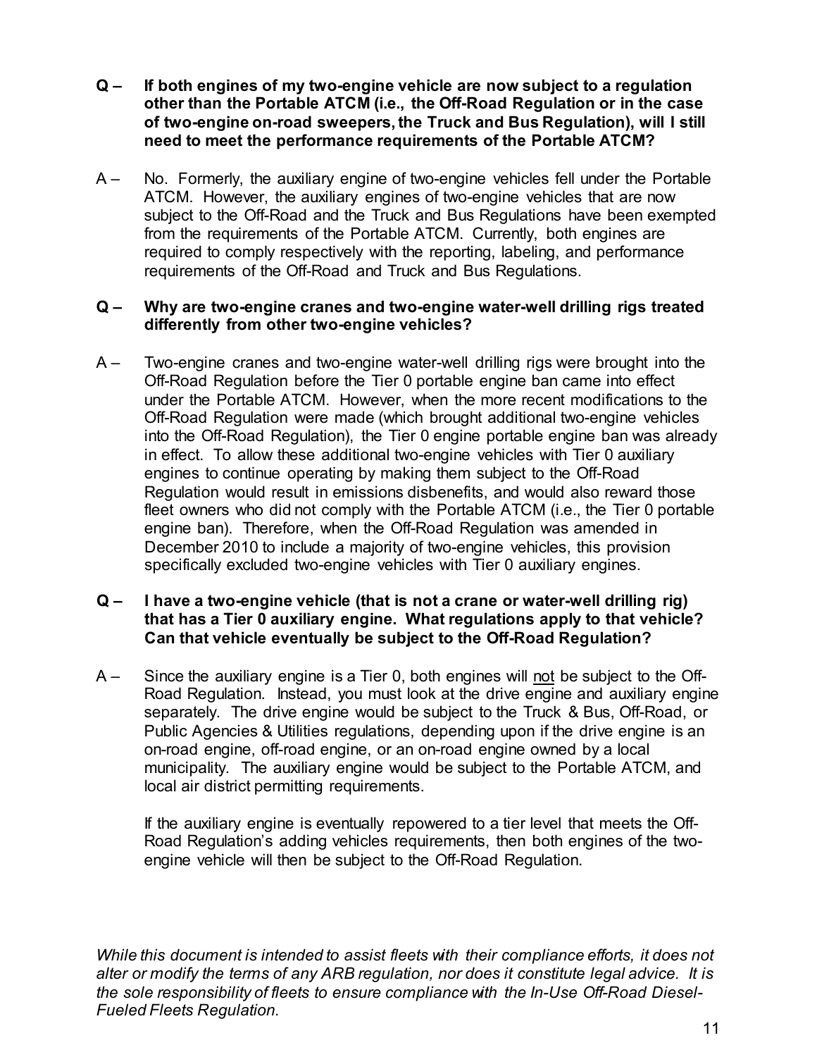**Q – If both engines of my two-engine vehicle are now subject to a regulation other than the Portable ATCM (i.e., the Off-Road Regulation or in the case of two-engine on-road sweepers, the Truck and Bus Regulation), will I still need to meet the performance requirements of the Portable ATCM?**

A – No. Formerly, the auxiliary engine of two-engine vehicles fell under the Portable ATCM. However, the auxiliary engines of two-engine vehicles that are now subject to the Off-Road and the Truck and Bus Regulations have been exempted from the requirements of the Portable ATCM. Currently, both engines are required to comply respectively with the reporting, labeling, and performance requirements of the Off-Road and Truck and Bus Regulations.

**Q – Why are two-engine cranes and two-engine water-well drilling rigs treated differently from other two-engine vehicles?**

A – Two-engine cranes and two-engine water-well drilling rigs were brought into the Off-Road Regulation before the Tier 0 portable engine ban came into effect under the Portable ATCM. However, when the more recent modifications to the Off-Road Regulation were made (which brought additional two-engine vehicles into the Off-Road Regulation), the Tier 0 engine portable engine ban was already in effect. To allow these additional two-engine vehicles with Tier 0 auxiliary engines to continue operating by making them subject to the Off-Road Regulation would result in emissions disbenefits, and would also reward those fleet owners who did not comply with the Portable ATCM (i.e., the Tier 0 portable engine ban). Therefore, when the Off-Road Regulation was amended in December 2010 to include a majority of two-engine vehicles, this provision specifically excluded two-engine vehicles with Tier 0 auxiliary engines.

**Q – I have a two-engine vehicle (that is not a crane or water-well drilling rig) that has a Tier 0 auxiliary engine. What regulations apply to that vehicle? Can that vehicle eventually be subject to the Off-Road Regulation?**

A – Since the auxiliary engine is a Tier 0, both engines will <u>not</u> be subject to the Off-Road Regulation. Instead, you must look at the drive engine and auxiliary engine separately. The drive engine would be subject to the Truck & Bus, Off-Road, or Public Agencies & Utilities regulations, depending upon if the drive engine is an on-road engine, off-road engine, or an on-road engine owned by a local municipality. The auxiliary engine would be subject to the Portable ATCM, and local air district permitting requirements.

If the auxiliary engine is eventually repowered to a tier level that meets the Off-Road Regulation's adding vehicles requirements, then both engines of the two-engine vehicle will then be subject to the Off-Road Regulation.

*While this document is intended to assist fleets with their compliance efforts, it does not alter or modify the terms of any ARB regulation, nor does it constitute legal advice. It is the sole responsibility of fleets to ensure compliance with the In-Use Off-Road Diesel-Fueled Fleets Regulation.*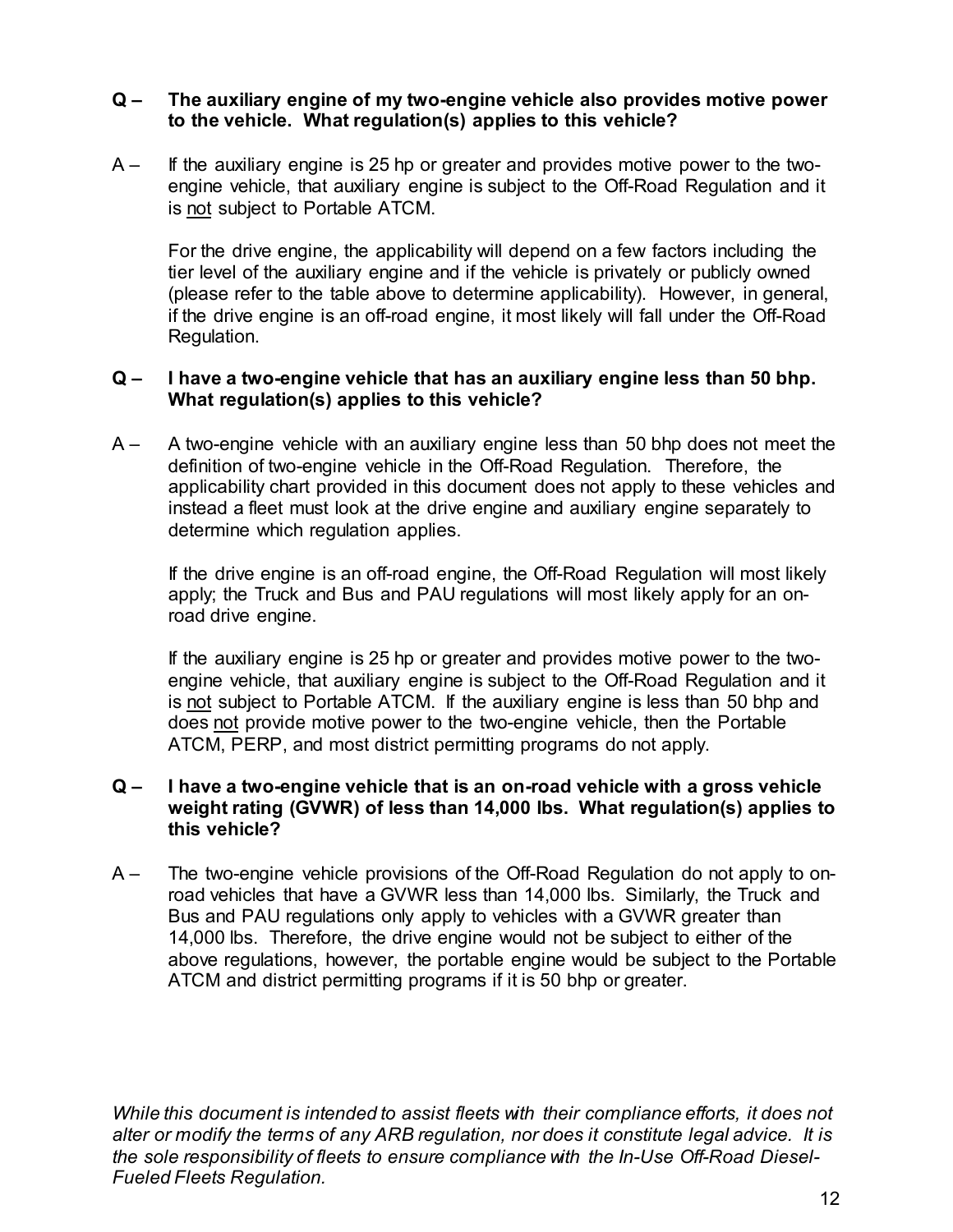**Q – The auxiliary engine of my two-engine vehicle also provides motive power to the vehicle. What regulation(s) applies to this vehicle?**

A – If the auxiliary engine is 25 hp or greater and provides motive power to the two-engine vehicle, that auxiliary engine is subject to the Off-Road Regulation and it is not subject to Portable ATCM.

For the drive engine, the applicability will depend on a few factors including the tier level of the auxiliary engine and if the vehicle is privately or publicly owned (please refer to the table above to determine applicability). However, in general, if the drive engine is an off-road engine, it most likely will fall under the Off-Road Regulation.

**Q – I have a two-engine vehicle that has an auxiliary engine less than 50 bhp. What regulation(s) applies to this vehicle?**

A – A two-engine vehicle with an auxiliary engine less than 50 bhp does not meet the definition of two-engine vehicle in the Off-Road Regulation. Therefore, the applicability chart provided in this document does not apply to these vehicles and instead a fleet must look at the drive engine and auxiliary engine separately to determine which regulation applies.

If the drive engine is an off-road engine, the Off-Road Regulation will most likely apply; the Truck and Bus and PAU regulations will most likely apply for an on-road drive engine.

If the auxiliary engine is 25 hp or greater and provides motive power to the two-engine vehicle, that auxiliary engine is subject to the Off-Road Regulation and it is not subject to Portable ATCM. If the auxiliary engine is less than 50 bhp and does not provide motive power to the two-engine vehicle, then the Portable ATCM, PERP, and most district permitting programs do not apply.

**Q – I have a two-engine vehicle that is an on-road vehicle with a gross vehicle weight rating (GVWR) of less than 14,000 lbs. What regulation(s) applies to this vehicle?**

A – The two-engine vehicle provisions of the Off-Road Regulation do not apply to on-road vehicles that have a GVWR less than 14,000 lbs. Similarly, the Truck and Bus and PAU regulations only apply to vehicles with a GVWR greater than 14,000 lbs. Therefore, the drive engine would not be subject to either of the above regulations, however, the portable engine would be subject to the Portable ATCM and district permitting programs if it is 50 bhp or greater.

*While this document is intended to assist fleets with their compliance efforts, it does not alter or modify the terms of any ARB regulation, nor does it constitute legal advice. It is the sole responsibility of fleets to ensure compliance with the In-Use Off-Road Diesel-Fueled Fleets Regulation.*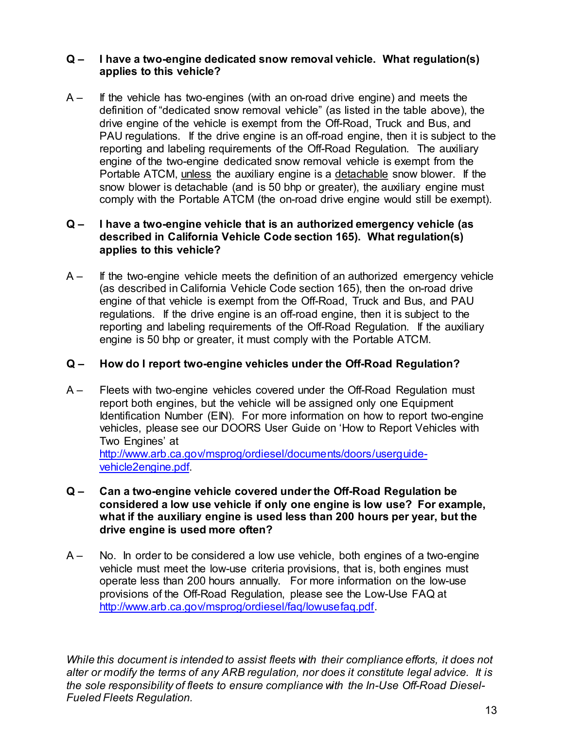**Q – I have a two-engine dedicated snow removal vehicle. What regulation(s) applies to this vehicle?**

A – If the vehicle has two-engines (with an on-road drive engine) and meets the definition of "dedicated snow removal vehicle" (as listed in the table above), the drive engine of the vehicle is exempt from the Off-Road, Truck and Bus, and PAU regulations. If the drive engine is an off-road engine, then it is subject to the reporting and labeling requirements of the Off-Road Regulation. The auxiliary engine of the two-engine dedicated snow removal vehicle is exempt from the Portable ATCM, <u>unless</u> the auxiliary engine is a <u>detachable</u> snow blower. If the snow blower is detachable (and is 50 bhp or greater), the auxiliary engine must comply with the Portable ATCM (the on-road drive engine would still be exempt).

**Q – I have a two-engine vehicle that is an authorized emergency vehicle (as described in California Vehicle Code section 165). What regulation(s) applies to this vehicle?**

A – If the two-engine vehicle meets the definition of an authorized emergency vehicle (as described in California Vehicle Code section 165), then the on-road drive engine of that vehicle is exempt from the Off-Road, Truck and Bus, and PAU regulations. If the drive engine is an off-road engine, then it is subject to the reporting and labeling requirements of the Off-Road Regulation. If the auxiliary engine is 50 bhp or greater, it must comply with the Portable ATCM.

**Q – How do I report two-engine vehicles under the Off-Road Regulation?**

A – Fleets with two-engine vehicles covered under the Off-Road Regulation must report both engines, but the vehicle will be assigned only one Equipment Identification Number (EIN). For more information on how to report two-engine vehicles, please see our DOORS User Guide on 'How to Report Vehicles with Two Engines' at [http://www.arb.ca.gov/msprog/ordiesel/documents/doors/userguide-vehicle2engine.pdf](http://www.arb.ca.gov/msprog/ordiesel/documents/doors/userguide-vehicle2engine.pdf).

**Q – Can a two-engine vehicle covered under the Off-Road Regulation be considered a low use vehicle if only one engine is low use? For example, what if the auxiliary engine is used less than 200 hours per year, but the drive engine is used more often?**

A – No. In order to be considered a low use vehicle, both engines of a two-engine vehicle must meet the low-use criteria provisions, that is, both engines must operate less than 200 hours annually. For more information on the low-use provisions of the Off-Road Regulation, please see the Low-Use FAQ at [http://www.arb.ca.gov/msprog/ordiesel/faq/lowusefaq.pdf](http://www.arb.ca.gov/msprog/ordiesel/faq/lowusefaq.pdf).

*While this document is intended to assist fleets with their compliance efforts, it does not alter or modify the terms of any ARB regulation, nor does it constitute legal advice. It is the sole responsibility of fleets to ensure compliance with the In-Use Off-Road Diesel-Fueled Fleets Regulation.*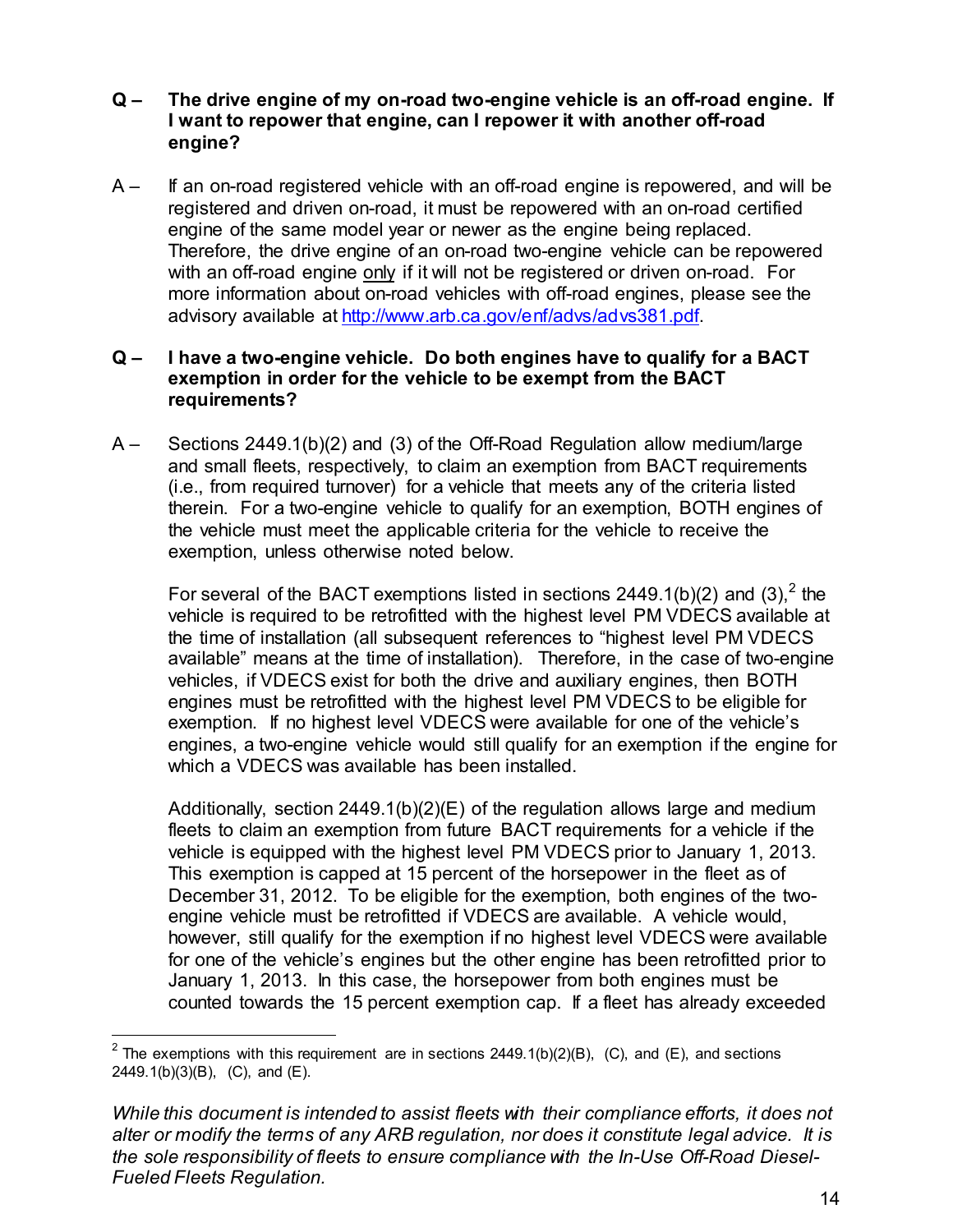**Q – The drive engine of my on-road two-engine vehicle is an off-road engine. If I want to repower that engine, can I repower it with another off-road engine?**

A – If an on-road registered vehicle with an off-road engine is repowered, and will be registered and driven on-road, it must be repowered with an on-road certified engine of the same model year or newer as the engine being replaced. Therefore, the drive engine of an on-road two-engine vehicle can be repowered with an off-road engine only if it will not be registered or driven on-road. For more information about on-road vehicles with off-road engines, please see the advisory available at http://www.arb.ca.gov/enf/advs/advs381.pdf.

**Q – I have a two-engine vehicle. Do both engines have to qualify for a BACT exemption in order for the vehicle to be exempt from the BACT requirements?**

A – Sections 2449.1(b)(2) and (3) of the Off-Road Regulation allow medium/large and small fleets, respectively, to claim an exemption from BACT requirements (i.e., from required turnover) for a vehicle that meets any of the criteria listed therein. For a two-engine vehicle to qualify for an exemption, BOTH engines of the vehicle must meet the applicable criteria for the vehicle to receive the exemption, unless otherwise noted below.

For several of the BACT exemptions listed in sections 2449.1(b)(2) and (3),[2] the vehicle is required to be retrofitted with the highest level PM VDECS available at the time of installation (all subsequent references to "highest level PM VDECS available" means at the time of installation). Therefore, in the case of two-engine vehicles, if VDECS exist for both the drive and auxiliary engines, then BOTH engines must be retrofitted with the highest level PM VDECS to be eligible for exemption. If no highest level VDECS were available for one of the vehicle's engines, a two-engine vehicle would still qualify for an exemption if the engine for which a VDECS was available has been installed.

Additionally, section 2449.1(b)(2)(E) of the regulation allows large and medium fleets to claim an exemption from future BACT requirements for a vehicle if the vehicle is equipped with the highest level PM VDECS prior to January 1, 2013. This exemption is capped at 15 percent of the horsepower in the fleet as of December 31, 2012. To be eligible for the exemption, both engines of the two-engine vehicle must be retrofitted if VDECS are available. A vehicle would, however, still qualify for the exemption if no highest level VDECS were available for one of the vehicle's engines but the other engine has been retrofitted prior to January 1, 2013. In this case, the horsepower from both engines must be counted towards the 15 percent exemption cap. If a fleet has already exceeded

---

[2] The exemptions with this requirement are in sections 2449.1(b)(2)(B), (C), and (E), and sections 2449.1(b)(3)(B), (C), and (E).

*While this document is intended to assist fleets with their compliance efforts, it does not alter or modify the terms of any ARB regulation, nor does it constitute legal advice. It is the sole responsibility of fleets to ensure compliance with the In-Use Off-Road Diesel-Fueled Fleets Regulation.*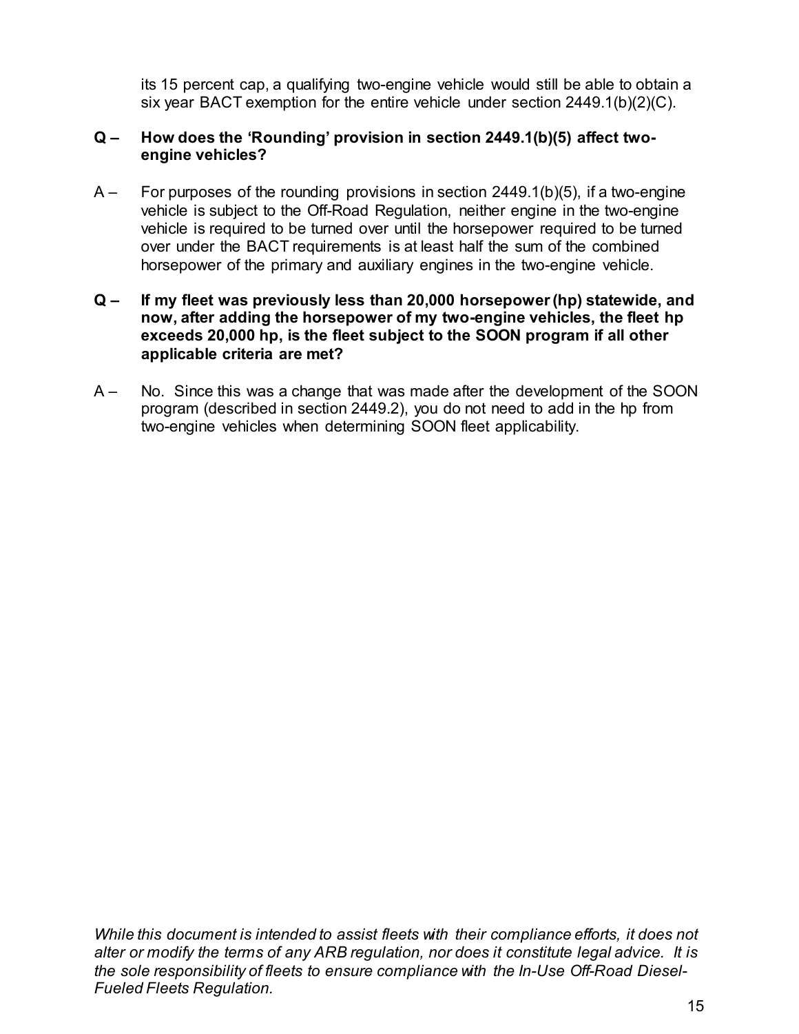its 15 percent cap, a qualifying two-engine vehicle would still be able to obtain a six year BACT exemption for the entire vehicle under section 2449.1(b)(2)(C).

**Q – How does the 'Rounding' provision in section 2449.1(b)(5) affect two-engine vehicles?**

A – For purposes of the rounding provisions in section 2449.1(b)(5), if a two-engine vehicle is subject to the Off-Road Regulation, neither engine in the two-engine vehicle is required to be turned over until the horsepower required to be turned over under the BACT requirements is at least half the sum of the combined horsepower of the primary and auxiliary engines in the two-engine vehicle.

**Q – If my fleet was previously less than 20,000 horsepower (hp) statewide, and now, after adding the horsepower of my two-engine vehicles, the fleet hp exceeds 20,000 hp, is the fleet subject to the SOON program if all other applicable criteria are met?**

A – No. Since this was a change that was made after the development of the SOON program (described in section 2449.2), you do not need to add in the hp from two-engine vehicles when determining SOON fleet applicability.

*While this document is intended to assist fleets with their compliance efforts, it does not alter or modify the terms of any ARB regulation, nor does it constitute legal advice. It is the sole responsibility of fleets to ensure compliance with the In-Use Off-Road Diesel-Fueled Fleets Regulation.*